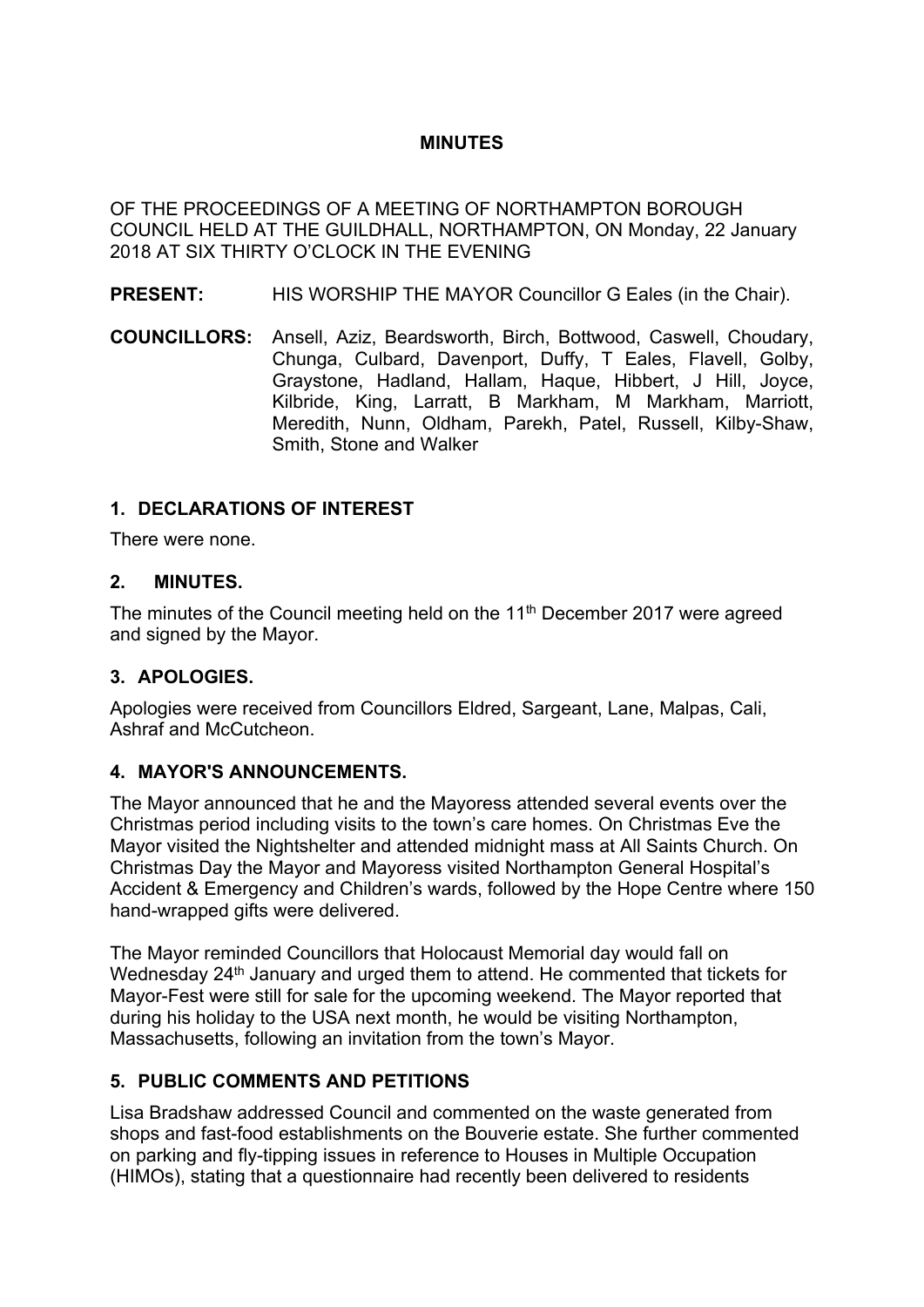# MINUTES

OF THE PROCEEDINGS OF A MEETING OF NORTHAMPTON BOROUGH COUNCIL HELD AT THE GUILDHALL, NORTHAMPTON, ON Monday, 22 January 2018 AT SIX THIRTY O'CLOCK IN THE EVENING

**PRESENT:** HIS WORSHIP THE MAYOR Councillor G Eales (in the Chair).

**COUNCILLORS:** Ansell, Aziz, Beardsworth, Birch, Bottwood, Caswell, Choudary, Chunga, Culbard, Davenport, Duffy, T Eales, Flavell, Golby, Graystone, Hadland, Hallam, Haque, Hibbert, J Hill, Joyce, Kilbride, King, Larratt, B Markham, M Markham, Marriott, Meredith, Nunn, Oldham, Parekh, Patel, Russell, Kilby-Shaw, Smith, Stone and Walker

## 1. DECLARATIONS OF INTEREST

There were none.

## 2. MINUTES.

The minutes of the Council meeting held on the 11th December 2017 were agreed and signed by the Mayor.

## 3. APOLOGIES.

Apologies were received from Councillors Eldred, Sargeant, Lane, Malpas, Cali, Ashraf and McCutcheon.

## 4. MAYOR'S ANNOUNCEMENTS.

The Mayor announced that he and the Mayoress attended several events over the Christmas period including visits to the town's care homes. On Christmas Eve the Mayor visited the Nightshelter and attended midnight mass at All Saints Church. On Christmas Day the Mayor and Mayoress visited Northampton General Hospital's Accident & Emergency and Children's wards, followed by the Hope Centre where 150 hand-wrapped gifts were delivered.

The Mayor reminded Councillors that Holocaust Memorial day would fall on Wednesday 24th January and urged them to attend. He commented that tickets for Mayor-Fest were still for sale for the upcoming weekend. The Mayor reported that during his holiday to the USA next month, he would be visiting Northampton, Massachusetts, following an invitation from the town's Mayor.

## 5. PUBLIC COMMENTS AND PETITIONS

Lisa Bradshaw addressed Council and commented on the waste generated from shops and fast-food establishments on the Bouverie estate. She further commented on parking and fly-tipping issues in reference to Houses in Multiple Occupation (HIMOs), stating that a questionnaire had recently been delivered to residents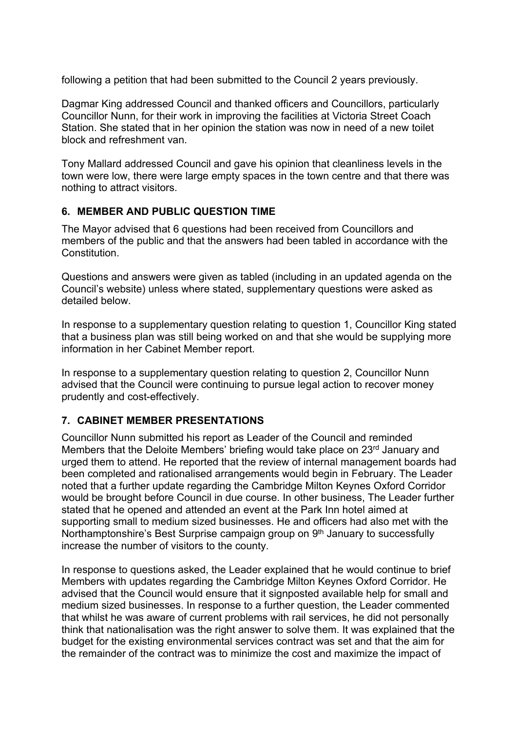following a petition that had been submitted to the Council 2 years previously.

Dagmar King addressed Council and thanked officers and Councillors, particularly Councillor Nunn, for their work in improving the facilities at Victoria Street Coach Station. She stated that in her opinion the station was now in need of a new toilet block and refreshment van.

Tony Mallard addressed Council and gave his opinion that cleanliness levels in the town were low, there were large empty spaces in the town centre and that there was nothing to attract visitors.

## 6. MEMBER AND PUBLIC QUESTION TIME

The Mayor advised that 6 questions had been received from Councillors and members of the public and that the answers had been tabled in accordance with the Constitution.

Questions and answers were given as tabled (including in an updated agenda on the Council's website) unless where stated, supplementary questions were asked as detailed below.

In response to a supplementary question relating to question 1, Councillor King stated that a business plan was still being worked on and that she would be supplying more information in her Cabinet Member report.

In response to a supplementary question relating to question 2, Councillor Nunn advised that the Council were continuing to pursue legal action to recover money prudently and cost-effectively.

## 7. CABINET MEMBER PRESENTATIONS

Councillor Nunn submitted his report as Leader of the Council and reminded Members that the Deloite Members' briefing would take place on 23rd January and urged them to attend. He reported that the review of internal management boards had been completed and rationalised arrangements would begin in February. The Leader noted that a further update regarding the Cambridge Milton Keynes Oxford Corridor would be brought before Council in due course. In other business, The Leader further stated that he opened and attended an event at the Park Inn hotel aimed at supporting small to medium sized businesses. He and officers had also met with the Northamptonshire's Best Surprise campaign group on 9th January to successfully increase the number of visitors to the county.

In response to questions asked, the Leader explained that he would continue to brief Members with updates regarding the Cambridge Milton Keynes Oxford Corridor. He advised that the Council would ensure that it signposted available help for small and medium sized businesses. In response to a further question, the Leader commented that whilst he was aware of current problems with rail services, he did not personally think that nationalisation was the right answer to solve them. It was explained that the budget for the existing environmental services contract was set and that the aim for the remainder of the contract was to minimize the cost and maximize the impact of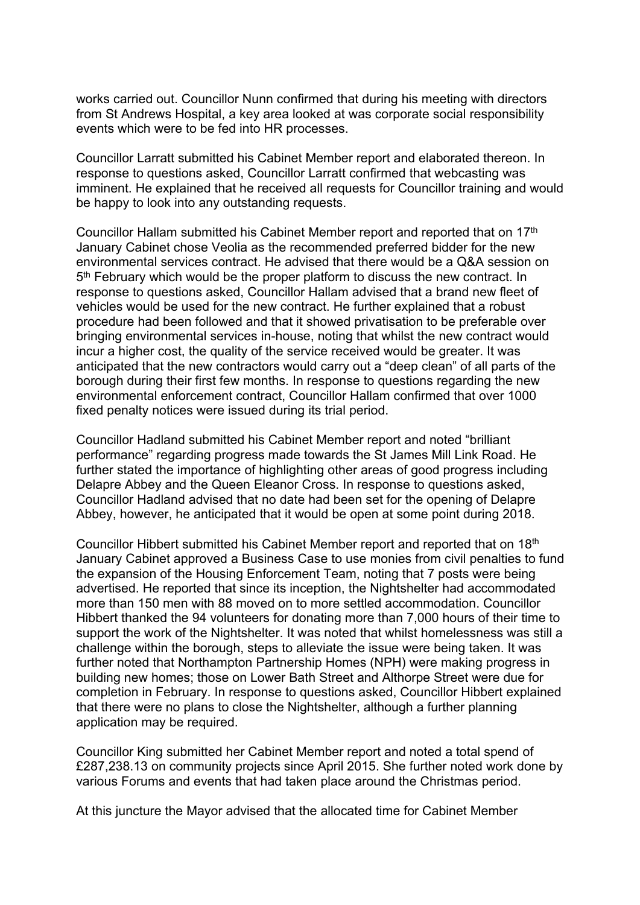works carried out. Councillor Nunn confirmed that during his meeting with directors from St Andrews Hospital, a key area looked at was corporate social responsibility events which were to be fed into HR processes.

Councillor Larratt submitted his Cabinet Member report and elaborated thereon. In response to questions asked, Councillor Larratt confirmed that webcasting was imminent. He explained that he received all requests for Councillor training and would be happy to look into any outstanding requests.

Councillor Hallam submitted his Cabinet Member report and reported that on 17th January Cabinet chose Veolia as the recommended preferred bidder for the new environmental services contract. He advised that there would be a Q&A session on 5th February which would be the proper platform to discuss the new contract. In response to questions asked, Councillor Hallam advised that a brand new fleet of vehicles would be used for the new contract. He further explained that a robust procedure had been followed and that it showed privatisation to be preferable over bringing environmental services in-house, noting that whilst the new contract would incur a higher cost, the quality of the service received would be greater. It was anticipated that the new contractors would carry out a "deep clean" of all parts of the borough during their first few months. In response to questions regarding the new environmental enforcement contract, Councillor Hallam confirmed that over 1000 fixed penalty notices were issued during its trial period.

Councillor Hadland submitted his Cabinet Member report and noted "brilliant performance" regarding progress made towards the St James Mill Link Road. He further stated the importance of highlighting other areas of good progress including Delapre Abbey and the Queen Eleanor Cross. In response to questions asked, Councillor Hadland advised that no date had been set for the opening of Delapre Abbey, however, he anticipated that it would be open at some point during 2018.

Councillor Hibbert submitted his Cabinet Member report and reported that on 18th January Cabinet approved a Business Case to use monies from civil penalties to fund the expansion of the Housing Enforcement Team, noting that 7 posts were being advertised. He reported that since its inception, the Nightshelter had accommodated more than 150 men with 88 moved on to more settled accommodation. Councillor Hibbert thanked the 94 volunteers for donating more than 7,000 hours of their time to support the work of the Nightshelter. It was noted that whilst homelessness was still a challenge within the borough, steps to alleviate the issue were being taken. It was further noted that Northampton Partnership Homes (NPH) were making progress in building new homes; those on Lower Bath Street and Althorpe Street were due for completion in February. In response to questions asked, Councillor Hibbert explained that there were no plans to close the Nightshelter, although a further planning application may be required.

Councillor King submitted her Cabinet Member report and noted a total spend of £287,238.13 on community projects since April 2015. She further noted work done by various Forums and events that had taken place around the Christmas period.

At this juncture the Mayor advised that the allocated time for Cabinet Member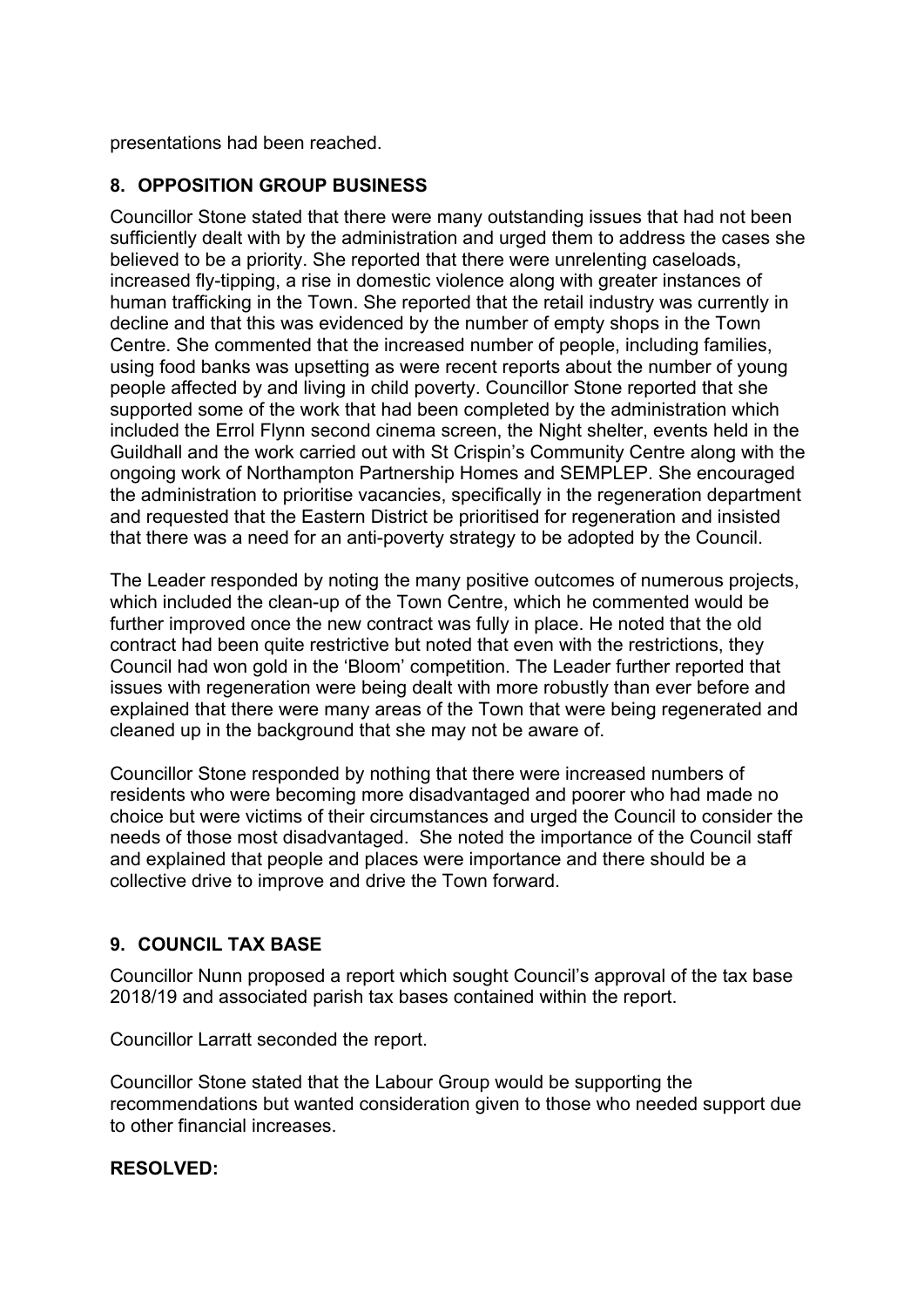presentations had been reached.

## 8. OPPOSITION GROUP BUSINESS

Councillor Stone stated that there were many outstanding issues that had not been sufficiently dealt with by the administration and urged them to address the cases she believed to be a priority. She reported that there were unrelenting caseloads, increased fly-tipping, a rise in domestic violence along with greater instances of human trafficking in the Town. She reported that the retail industry was currently in decline and that this was evidenced by the number of empty shops in the Town Centre. She commented that the increased number of people, including families, using food banks was upsetting as were recent reports about the number of young people affected by and living in child poverty. Councillor Stone reported that she supported some of the work that had been completed by the administration which included the Errol Flynn second cinema screen, the Night shelter, events held in the Guildhall and the work carried out with St Crispin's Community Centre along with the ongoing work of Northampton Partnership Homes and SEMPLEP. She encouraged the administration to prioritise vacancies, specifically in the regeneration department and requested that the Eastern District be prioritised for regeneration and insisted that there was a need for an anti-poverty strategy to be adopted by the Council.

The Leader responded by noting the many positive outcomes of numerous projects, which included the clean-up of the Town Centre, which he commented would be further improved once the new contract was fully in place. He noted that the old contract had been quite restrictive but noted that even with the restrictions, they Council had won gold in the 'Bloom' competition. The Leader further reported that issues with regeneration were being dealt with more robustly than ever before and explained that there were many areas of the Town that were being regenerated and cleaned up in the background that she may not be aware of.

Councillor Stone responded by nothing that there were increased numbers of residents who were becoming more disadvantaged and poorer who had made no choice but were victims of their circumstances and urged the Council to consider the needs of those most disadvantaged. She noted the importance of the Council staff and explained that people and places were importance and there should be a collective drive to improve and drive the Town forward.

## 9. COUNCIL TAX BASE

Councillor Nunn proposed a report which sought Council's approval of the tax base 2018/19 and associated parish tax bases contained within the report.

Councillor Larratt seconded the report.

Councillor Stone stated that the Labour Group would be supporting the recommendations but wanted consideration given to those who needed support due to other financial increases.

**RESOLVED:**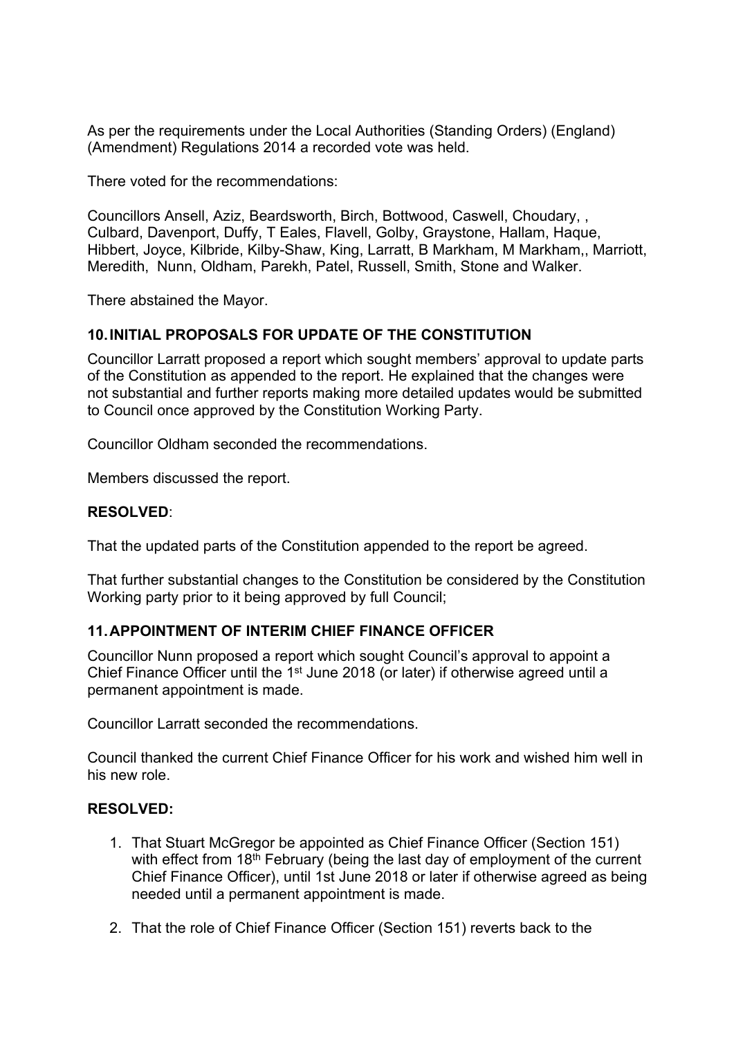As per the requirements under the Local Authorities (Standing Orders) (England) (Amendment) Regulations 2014 a recorded vote was held.

There voted for the recommendations:

Councillors Ansell, Aziz, Beardsworth, Birch, Bottwood, Caswell, Choudary, , Culbard, Davenport, Duffy, T Eales, Flavell, Golby, Graystone, Hallam, Haque, Hibbert, Joyce, Kilbride, Kilby-Shaw, King, Larratt, B Markham, M Markham,, Marriott, Meredith, Nunn, Oldham, Parekh, Patel, Russell, Smith, Stone and Walker.

There abstained the Mayor.

## 10. INITIAL PROPOSALS FOR UPDATE OF THE CONSTITUTION

Councillor Larratt proposed a report which sought members' approval to update parts of the Constitution as appended to the report. He explained that the changes were not substantial and further reports making more detailed updates would be submitted to Council once approved by the Constitution Working Party.

Councillor Oldham seconded the recommendations.

Members discussed the report.

**RESOLVED**:

That the updated parts of the Constitution appended to the report be agreed.

That further substantial changes to the Constitution be considered by the Constitution Working party prior to it being approved by full Council;

## 11. APPOINTMENT OF INTERIM CHIEF FINANCE OFFICER

Councillor Nunn proposed a report which sought Council's approval to appoint a Chief Finance Officer until the 1st June 2018 (or later) if otherwise agreed until a permanent appointment is made.

Councillor Larratt seconded the recommendations.

Council thanked the current Chief Finance Officer for his work and wished him well in his new role.

**RESOLVED:**

1. That Stuart McGregor be appointed as Chief Finance Officer (Section 151) with effect from 18th February (being the last day of employment of the current Chief Finance Officer), until 1st June 2018 or later if otherwise agreed as being needed until a permanent appointment is made.

2. That the role of Chief Finance Officer (Section 151) reverts back to the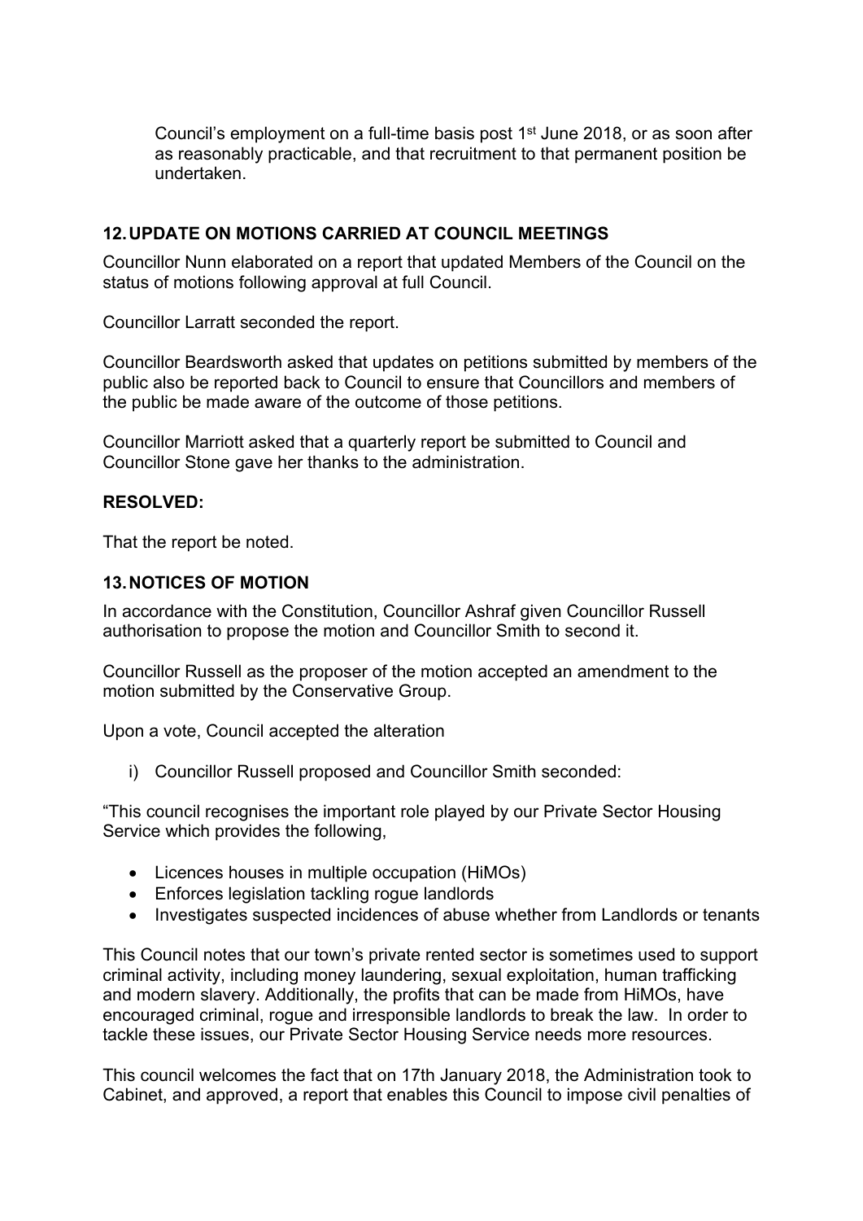Council's employment on a full-time basis post 1st June 2018, or as soon after as reasonably practicable, and that recruitment to that permanent position be undertaken.

## 12. UPDATE ON MOTIONS CARRIED AT COUNCIL MEETINGS

Councillor Nunn elaborated on a report that updated Members of the Council on the status of motions following approval at full Council.

Councillor Larratt seconded the report.

Councillor Beardsworth asked that updates on petitions submitted by members of the public also be reported back to Council to ensure that Councillors and members of the public be made aware of the outcome of those petitions.

Councillor Marriott asked that a quarterly report be submitted to Council and Councillor Stone gave her thanks to the administration.

**RESOLVED:**

That the report be noted.

## 13. NOTICES OF MOTION

In accordance with the Constitution, Councillor Ashraf given Councillor Russell authorisation to propose the motion and Councillor Smith to second it.

Councillor Russell as the proposer of the motion accepted an amendment to the motion submitted by the Conservative Group.

Upon a vote, Council accepted the alteration

i) Councillor Russell proposed and Councillor Smith seconded:

"This council recognises the important role played by our Private Sector Housing Service which provides the following,

- Licences houses in multiple occupation (HiMOs)
- Enforces legislation tackling rogue landlords
- Investigates suspected incidences of abuse whether from Landlords or tenants

This Council notes that our town's private rented sector is sometimes used to support criminal activity, including money laundering, sexual exploitation, human trafficking and modern slavery. Additionally, the profits that can be made from HiMOs, have encouraged criminal, rogue and irresponsible landlords to break the law. In order to tackle these issues, our Private Sector Housing Service needs more resources.

This council welcomes the fact that on 17th January 2018, the Administration took to Cabinet, and approved, a report that enables this Council to impose civil penalties of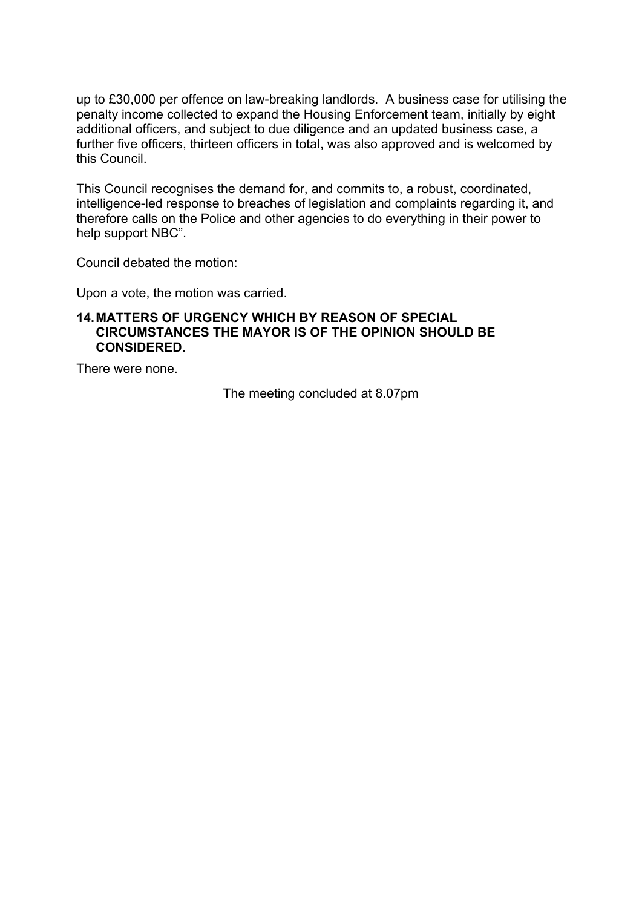up to £30,000 per offence on law-breaking landlords.  A business case for utilising the penalty income collected to expand the Housing Enforcement team, initially by eight additional officers, and subject to due diligence and an updated business case, a further five officers, thirteen officers in total, was also approved and is welcomed by this Council.

This Council recognises the demand for, and commits to, a robust, coordinated, intelligence-led response to breaches of legislation and complaints regarding it, and therefore calls on the Police and other agencies to do everything in their power to help support NBC".

Council debated the motion:

Upon a vote, the motion was carried.

### 14. MATTERS OF URGENCY WHICH BY REASON OF SPECIAL CIRCUMSTANCES THE MAYOR IS OF THE OPINION SHOULD BE CONSIDERED.

There were none.

The meeting concluded at 8.07pm